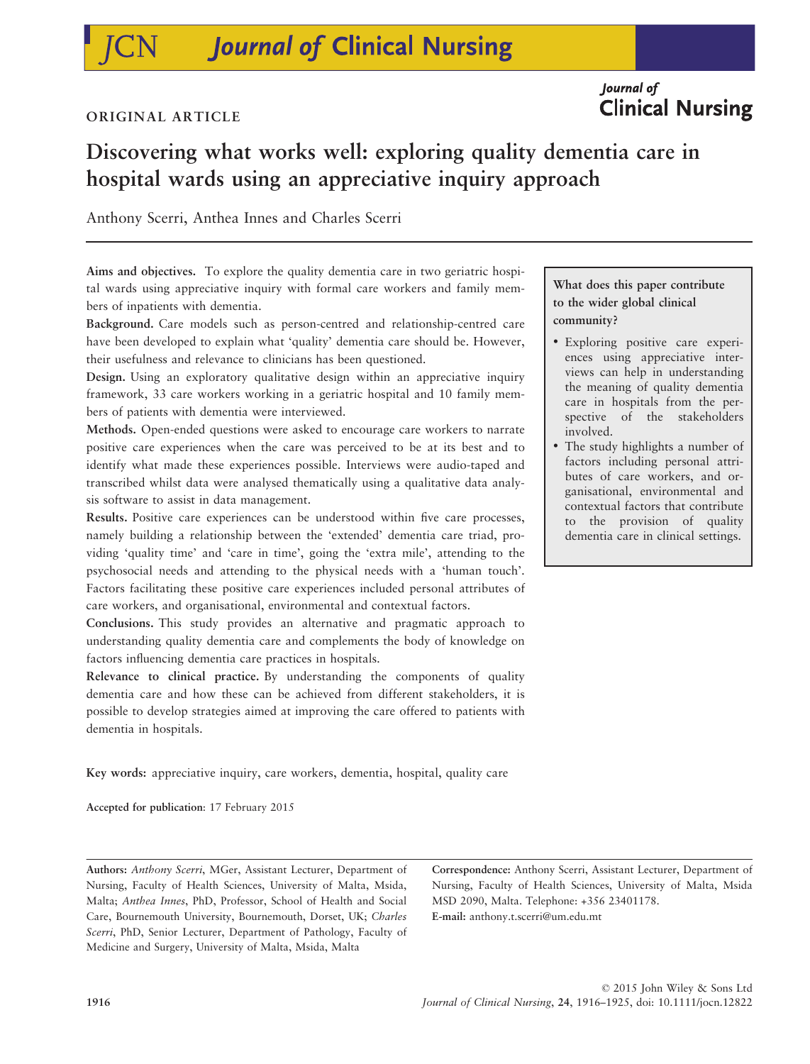ORIGINAL ARTICLE

# Discovering what works well: exploring quality dementia care in hospital wards using an appreciative inquiry approach

Anthony Scerri, Anthea Innes and Charles Scerri

**Aims and objectives.** To explore the quality dementia care in two geriatric hospital wards using appreciative inquiry with formal care workers and family members of inpatients with dementia.

**Background.** Care models such as person-centred and relationship-centred care have been developed to explain what 'quality' dementia care should be. However, their usefulness and relevance to clinicians has been questioned.

**Design.** Using an exploratory qualitative design within an appreciative inquiry framework, 33 care workers working in a geriatric hospital and 10 family members of patients with dementia were interviewed.

**Methods.** Open-ended questions were asked to encourage care workers to narrate positive care experiences when the care was perceived to be at its best and to identify what made these experiences possible. Interviews were audio-taped and transcribed whilst data were analysed thematically using a qualitative data analysis software to assist in data management.

**Results.** Positive care experiences can be understood within five care processes, namely building a relationship between the 'extended' dementia care triad, providing 'quality time' and 'care in time', going the 'extra mile', attending to the psychosocial needs and attending to the physical needs with a 'human touch'. Factors facilitating these positive care experiences included personal attributes of care workers, and organisational, environmental and contextual factors.

**Conclusions.** This study provides an alternative and pragmatic approach to understanding quality dementia care and complements the body of knowledge on factors influencing dementia care practices in hospitals.

**Relevance to clinical practice.** By understanding the components of quality dementia care and how these can be achieved from different stakeholders, it is possible to develop strategies aimed at improving the care offered to patients with dementia in hospitals.

**What does this paper contribute to the wider global clinical community?**

- Exploring positive care experiences using appreciative interviews can help in understanding the meaning of quality dementia care in hospitals from the perspective of the stakeholders involved.
- The study highlights a number of factors including personal attributes of care workers, and organisational, environmental and contextual factors that contribute to the provision of quality dementia care in clinical settings.

**Key words:** appreciative inquiry, care workers, dementia, hospital, quality care

**Accepted for publication**: 17 February 2015

**Authors:** *Anthony Scerri*, MGer, Assistant Lecturer, Department of Nursing, Faculty of Health Sciences, University of Malta, Msida, Malta; *Anthea Innes*, PhD, Professor, School of Health and Social Care, Bournemouth University, Bournemouth, Dorset, UK; *Charles Scerri*, PhD, Senior Lecturer, Department of Pathology, Faculty of Medicine and Surgery, University of Malta, Msida, Malta

**Correspondence:** Anthony Scerri, Assistant Lecturer, Department of Nursing, Faculty of Health Sciences, University of Malta, Msida MSD 2090, Malta. Telephone: +356 23401178.
**E-mail:** anthony.t.scerri@um.edu.mt

© 2015 John Wiley & Sons Ltd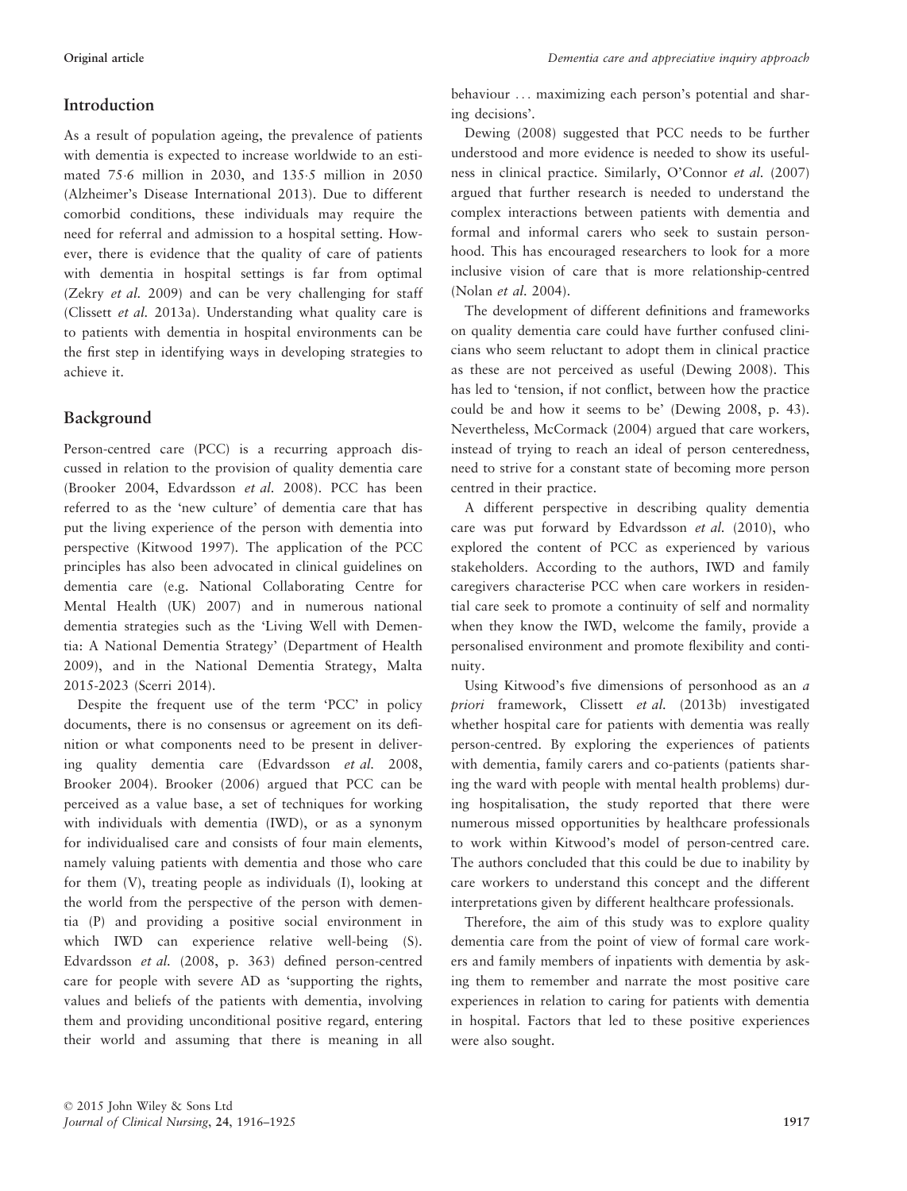## Introduction

As a result of population ageing, the prevalence of patients with dementia is expected to increase worldwide to an estimated 75·6 million in 2030, and 135·5 million in 2050 (Alzheimer's Disease International 2013). Due to different comorbid conditions, these individuals may require the need for referral and admission to a hospital setting. However, there is evidence that the quality of care of patients with dementia in hospital settings is far from optimal (Zekry *et al.* 2009) and can be very challenging for staff (Clissett *et al.* 2013a). Understanding what quality care is to patients with dementia in hospital environments can be the first step in identifying ways in developing strategies to achieve it.

## Background

Person-centred care (PCC) is a recurring approach discussed in relation to the provision of quality dementia care (Brooker 2004, Edvardsson *et al.* 2008). PCC has been referred to as the 'new culture' of dementia care that has put the living experience of the person with dementia into perspective (Kitwood 1997). The application of the PCC principles has also been advocated in clinical guidelines on dementia care (e.g. National Collaborating Centre for Mental Health (UK) 2007) and in numerous national dementia strategies such as the 'Living Well with Dementia: A National Dementia Strategy' (Department of Health 2009), and in the National Dementia Strategy, Malta 2015-2023 (Scerri 2014).

Despite the frequent use of the term 'PCC' in policy documents, there is no consensus or agreement on its definition or what components need to be present in delivering quality dementia care (Edvardsson *et al.* 2008, Brooker 2004). Brooker (2006) argued that PCC can be perceived as a value base, a set of techniques for working with individuals with dementia (IWD), or as a synonym for individualised care and consists of four main elements, namely valuing patients with dementia and those who care for them (V), treating people as individuals (I), looking at the world from the perspective of the person with dementia (P) and providing a positive social environment in which IWD can experience relative well-being (S). Edvardsson *et al.* (2008, p. 363) defined person-centred care for people with severe AD as 'supporting the rights, values and beliefs of the patients with dementia, involving them and providing unconditional positive regard, entering their world and assuming that there is meaning in all behaviour … maximizing each person's potential and sharing decisions'.

Dewing (2008) suggested that PCC needs to be further understood and more evidence is needed to show its usefulness in clinical practice. Similarly, O'Connor *et al.* (2007) argued that further research is needed to understand the complex interactions between patients with dementia and formal and informal carers who seek to sustain personhood. This has encouraged researchers to look for a more inclusive vision of care that is more relationship-centred (Nolan *et al.* 2004).

The development of different definitions and frameworks on quality dementia care could have further confused clinicians who seem reluctant to adopt them in clinical practice as these are not perceived as useful (Dewing 2008). This has led to 'tension, if not conflict, between how the practice could be and how it seems to be' (Dewing 2008, p. 43). Nevertheless, McCormack (2004) argued that care workers, instead of trying to reach an ideal of person centeredness, need to strive for a constant state of becoming more person centred in their practice.

A different perspective in describing quality dementia care was put forward by Edvardsson *et al.* (2010), who explored the content of PCC as experienced by various stakeholders. According to the authors, IWD and family caregivers characterise PCC when care workers in residential care seek to promote a continuity of self and normality when they know the IWD, welcome the family, provide a personalised environment and promote flexibility and continuity.

Using Kitwood's five dimensions of personhood as an *a priori* framework, Clissett *et al.* (2013b) investigated whether hospital care for patients with dementia was really person-centred. By exploring the experiences of patients with dementia, family carers and co-patients (patients sharing the ward with people with mental health problems) during hospitalisation, the study reported that there were numerous missed opportunities by healthcare professionals to work within Kitwood's model of person-centred care. The authors concluded that this could be due to inability by care workers to understand this concept and the different interpretations given by different healthcare professionals.

Therefore, the aim of this study was to explore quality dementia care from the point of view of formal care workers and family members of inpatients with dementia by asking them to remember and narrate the most positive care experiences in relation to caring for patients with dementia in hospital. Factors that led to these positive experiences were also sought.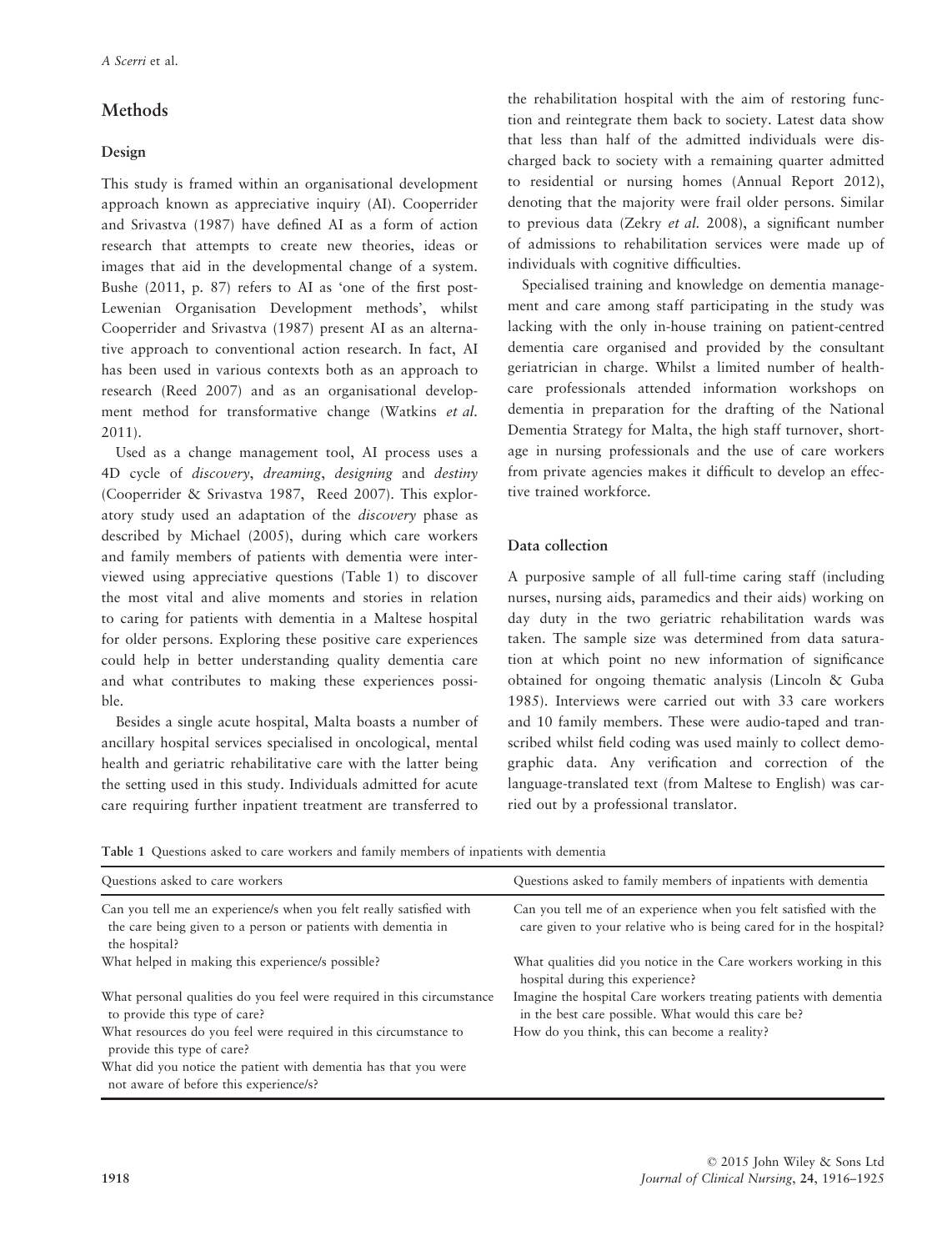## Methods

### Design

This study is framed within an organisational development approach known as appreciative inquiry (AI). Cooperrider and Srivastva (1987) have defined AI as a form of action research that attempts to create new theories, ideas or images that aid in the developmental change of a system. Bushe (2011, p. 87) refers to AI as 'one of the first post-Lewenian Organisation Development methods', whilst Cooperrider and Srivastva (1987) present AI as an alternative approach to conventional action research. In fact, AI has been used in various contexts both as an approach to research (Reed 2007) and as an organisational development method for transformative change (Watkins *et al.* 2011).

Used as a change management tool, AI process uses a 4D cycle of *discovery*, *dreaming*, *designing* and *destiny* (Cooperrider & Srivastva 1987, Reed 2007). This exploratory study used an adaptation of the *discovery* phase as described by Michael (2005), during which care workers and family members of patients with dementia were interviewed using appreciative questions (Table 1) to discover the most vital and alive moments and stories in relation to caring for patients with dementia in a Maltese hospital for older persons. Exploring these positive care experiences could help in better understanding quality dementia care and what contributes to making these experiences possible.

Besides a single acute hospital, Malta boasts a number of ancillary hospital services specialised in oncological, mental health and geriatric rehabilitative care with the latter being the setting used in this study. Individuals admitted for acute care requiring further inpatient treatment are transferred to the rehabilitation hospital with the aim of restoring function and reintegrate them back to society. Latest data show that less than half of the admitted individuals were discharged back to society with a remaining quarter admitted to residential or nursing homes (Annual Report 2012), denoting that the majority were frail older persons. Similar to previous data (Zekry *et al.* 2008), a significant number of admissions to rehabilitation services were made up of individuals with cognitive difficulties.

Specialised training and knowledge on dementia management and care among staff participating in the study was lacking with the only in-house training on patient-centred dementia care organised and provided by the consultant geriatrician in charge. Whilst a limited number of healthcare professionals attended information workshops on dementia in preparation for the drafting of the National Dementia Strategy for Malta, the high staff turnover, shortage in nursing professionals and the use of care workers from private agencies makes it difficult to develop an effective trained workforce.

### Data collection

A purposive sample of all full-time caring staff (including nurses, nursing aids, paramedics and their aids) working on day duty in the two geriatric rehabilitation wards was taken. The sample size was determined from data saturation at which point no new information of significance obtained for ongoing thematic analysis (Lincoln & Guba 1985). Interviews were carried out with 33 care workers and 10 family members. These were audio-taped and transcribed whilst field coding was used mainly to collect demographic data. Any verification and correction of the language-translated text (from Maltese to English) was carried out by a professional translator.

**Table 1** Questions asked to care workers and family members of inpatients with dementia

| Questions asked to care workers | Questions asked to family members of inpatients with dementia |
|---|---|
| Can you tell me an experience/s when you felt really satisfied with the care being given to a person or patients with dementia in the hospital? | Can you tell me of an experience when you felt satisfied with the care given to your relative who is being cared for in the hospital? |
| What helped in making this experience/s possible? | What qualities did you notice in the Care workers working in this hospital during this experience? |
| What personal qualities do you feel were required in this circumstance to provide this type of care? | Imagine the hospital Care workers treating patients with dementia in the best care possible. What would this care be? |
| What resources do you feel were required in this circumstance to provide this type of care? | How do you think, this can become a reality? |
| What did you notice the patient with dementia has that you were not aware of before this experience/s? | |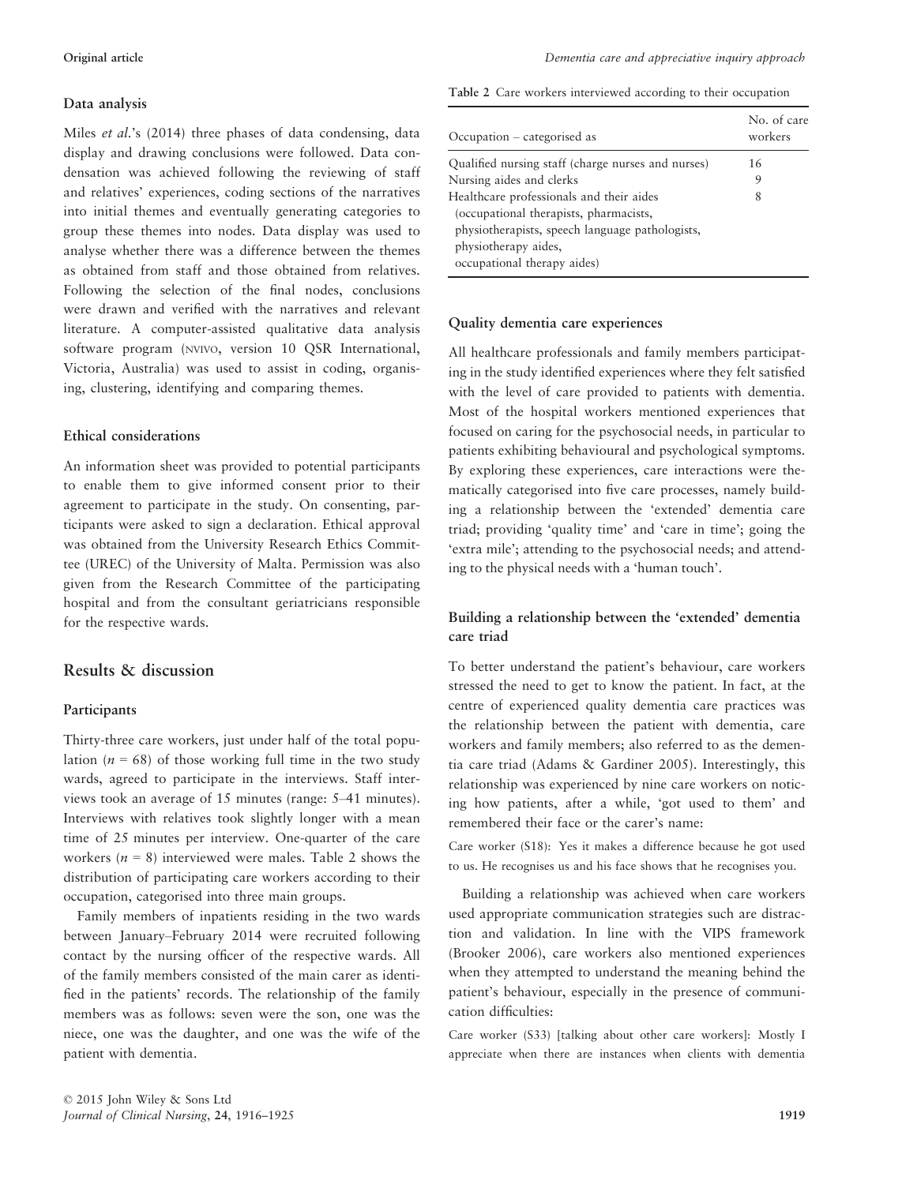### Data analysis

Miles *et al.*'s (2014) three phases of data condensing, data display and drawing conclusions were followed. Data condensation was achieved following the reviewing of staff and relatives' experiences, coding sections of the narratives into initial themes and eventually generating categories to group these themes into nodes. Data display was used to analyse whether there was a difference between the themes as obtained from staff and those obtained from relatives. Following the selection of the final nodes, conclusions were drawn and verified with the narratives and relevant literature. A computer-assisted qualitative data analysis software program (NVIVO, version 10 QSR International, Victoria, Australia) was used to assist in coding, organising, clustering, identifying and comparing themes.

### Ethical considerations

An information sheet was provided to potential participants to enable them to give informed consent prior to their agreement to participate in the study. On consenting, participants were asked to sign a declaration. Ethical approval was obtained from the University Research Ethics Committee (UREC) of the University of Malta. Permission was also given from the Research Committee of the participating hospital and from the consultant geriatricians responsible for the respective wards.

## Results & discussion

### Participants

Thirty-three care workers, just under half of the total population ($n = 68$) of those working full time in the two study wards, agreed to participate in the interviews. Staff interviews took an average of 15 minutes (range: 5–41 minutes). Interviews with relatives took slightly longer with a mean time of 25 minutes per interview. One-quarter of the care workers ($n = 8$) interviewed were males. Table 2 shows the distribution of participating care workers according to their occupation, categorised into three main groups.

Family members of inpatients residing in the two wards between January–February 2014 were recruited following contact by the nursing officer of the respective wards. All of the family members consisted of the main carer as identified in the patients' records. The relationship of the family members was as follows: seven were the son, one was the niece, one was the daughter, and one was the wife of the patient with dementia.

**Table 2** Care workers interviewed according to their occupation

| Occupation – categorised as | No. of care workers |
|---|---|
| Qualified nursing staff (charge nurses and nurses) | 16 |
| Nursing aides and clerks | 9 |
| Healthcare professionals and their aides (occupational therapists, pharmacist, physiotherapists, speech language pathologists, physiotherapy aides, occupational therapy aides) | 8 |

### Quality dementia care experiences

All healthcare professionals and family members participating in the study identified experiences where they felt satisfied with the level of care provided to patients with dementia. Most of the hospital workers mentioned experiences that focused on caring for the psychosocial needs, in particular to patients exhibiting behavioural and psychological symptoms. By exploring these experiences, care interactions were thematically categorised into five care processes, namely building a relationship between the 'extended' dementia care triad; providing 'quality time' and 'care in time'; going the 'extra mile'; attending to the psychosocial needs; and attending to the physical needs with a 'human touch'.

### Building a relationship between the 'extended' dementia care triad

To better understand the patient's behaviour, care workers stressed the need to get to know the patient. In fact, at the centre of experienced quality dementia care practices was the relationship between the patient with dementia, care workers and family members; also referred to as the dementia care triad (Adams & Gardiner 2005). Interestingly, this relationship was experienced by nine care workers on noticing how patients, after a while, 'got used to them' and remembered their face or the carer's name:

> Care worker (S18): Yes it makes a difference because he got used to us. He recognises us and his face shows that he recognises you.

Building a relationship was achieved when care workers used appropriate communication strategies such are distraction and validation. In line with the VIPS framework (Brooker 2006), care workers also mentioned experiences when they attempted to understand the meaning behind the patient's behaviour, especially in the presence of communication difficulties:

> Care worker (S33) [talking about other care workers]: Mostly I appreciate when there are instances when clients with dementia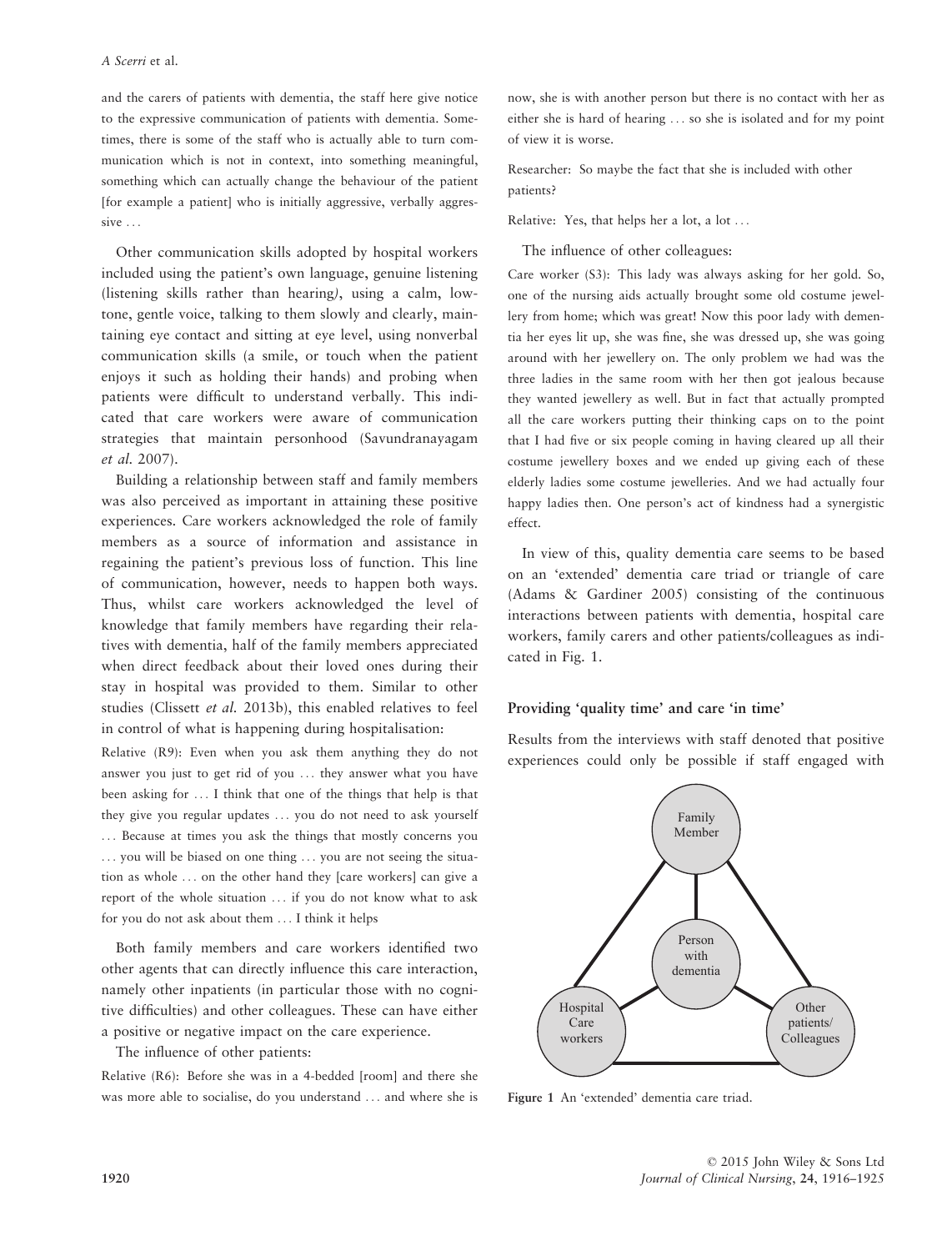and the carers of patients with dementia, the staff here give notice to the expressive communication of patients with dementia. Sometimes, there is some of the staff who is actually able to turn communication which is not in context, into something meaningful, something which can actually change the behaviour of the patient [for example a patient] who is initially aggressive, verbally aggressive ...

Other communication skills adopted by hospital workers included using the patient's own language, genuine listening (listening skills rather than hearing), using a calm, low-tone, gentle voice, talking to them slowly and clearly, maintaining eye contact and sitting at eye level, using nonverbal communication skills (a smile, or touch when the patient enjoys it such as holding their hands) and probing when patients were difficult to understand verbally. This indicated that care workers were aware of communication strategies that maintain personhood (Savundranayagam *et al.* 2007).

Building a relationship between staff and family members was also perceived as important in attaining these positive experiences. Care workers acknowledged the role of family members as a source of information and assistance in regaining the patient's previous loss of function. This line of communication, however, needs to happen both ways. Thus, whilst care workers acknowledged the level of knowledge that family members have regarding their relatives with dementia, half of the family members appreciated when direct feedback about their loved ones during their stay in hospital was provided to them. Similar to other studies (Clissett *et al.* 2013b), this enabled relatives to feel in control of what is happening during hospitalisation:

Relative (R9): Even when you ask them anything they do not answer you just to get rid of you ... they answer what you have been asking for ... I think that one of the things that help is that they give you regular updates ... you do not need to ask yourself ... Because at times you ask the things that mostly concerns you ... you will be biased on one thing ... you are not seeing the situation as whole ... on the other hand they [care workers] can give a report of the whole situation ... if you do not know what to ask for you do not ask about them ... I think it helps

Both family members and care workers identified two other agents that can directly influence this care interaction, namely other inpatients (in particular those with no cognitive difficulties) and other colleagues. These can have either a positive or negative impact on the care experience.

The influence of other patients:

Relative (R6): Before she was in a 4-bedded [room] and there she was more able to socialise, do you understand ... and where she is now, she is with another person but there is no contact with her as either she is hard of hearing ... so she is isolated and for my point of view it is worse.

Researcher: So maybe the fact that she is included with other patients?

Relative: Yes, that helps her a lot, a lot ...

The influence of other colleagues:

Care worker (S3): This lady was always asking for her gold. So, one of the nursing aids actually brought some old costume jewellery from home; which was great! Now this poor lady with dementia her eyes lit up, she was fine, she was dressed up, she was going around with her jewellery on. The only problem we had was the three ladies in the same room with her then got jealous because they wanted jewellery as well. But in fact that actually prompted all the care workers putting their thinking caps on to the point that I had five or six people coming in having cleared up all their costume jewellery boxes and we ended up giving each of these elderly ladies some costume jewelleries. And we had actually four happy ladies then. One person's act of kindness had a synergistic effect.

In view of this, quality dementia care seems to be based on an 'extended' dementia care triad or triangle of care (Adams & Gardiner 2005) consisting of the continuous interactions between patients with dementia, hospital care workers, family carers and other patients/colleagues as indicated in Fig. 1.

### Providing 'quality time' and care 'in time'

Results from the interviews with staff denoted that positive experiences could only be possible if staff engaged with

Family Member — Person with dementia — Hospital Care workers — Other patients/ Colleagues

**Figure 1** An 'extended' dementia care triad.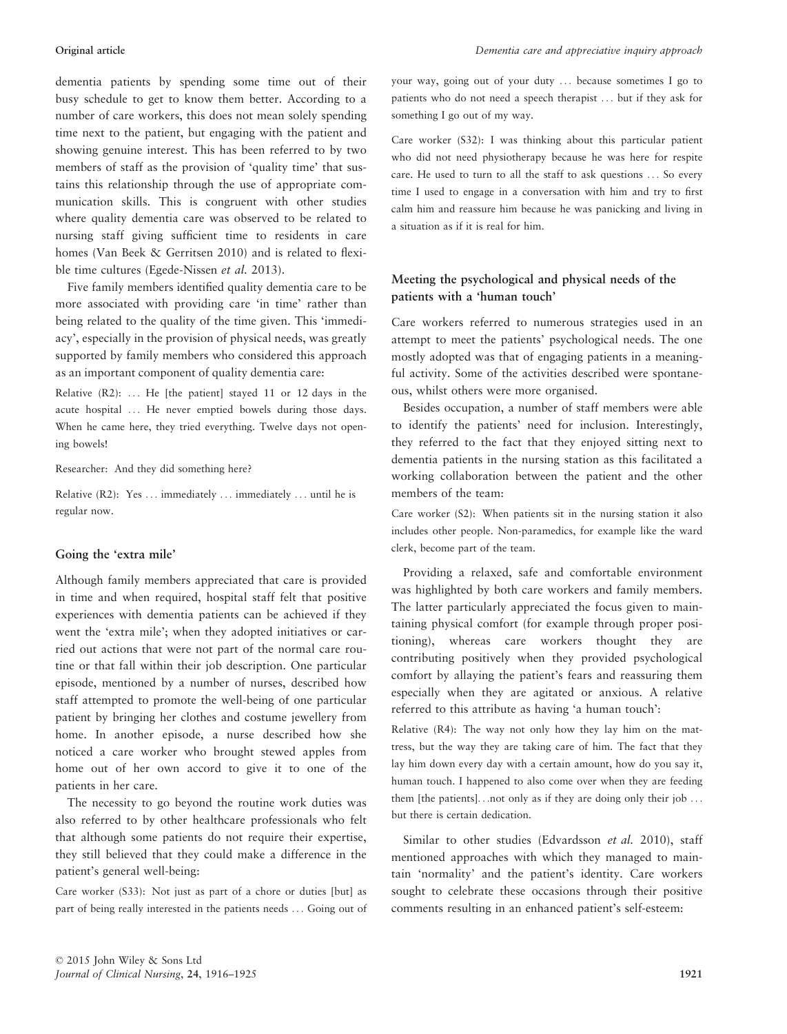dementia patients by spending some time out of their busy schedule to get to know them better. According to a number of care workers, this does not mean solely spending time next to the patient, but engaging with the patient and showing genuine interest. This has been referred to by two members of staff as the provision of 'quality time' that sustains this relationship through the use of appropriate communication skills. This is congruent with other studies where quality dementia care was observed to be related to nursing staff giving sufficient time to residents in care homes (Van Beek & Gerritsen 2010) and is related to flexible time cultures (Egede-Nissen *et al.* 2013).

Five family members identified quality dementia care to be more associated with providing care 'in time' rather than being related to the quality of the time given. This 'immediacy', especially in the provision of physical needs, was greatly supported by family members who considered this approach as an important component of quality dementia care:

Relative (R2): … He [the patient] stayed 11 or 12 days in the acute hospital … He never emptied bowels during those days. When he came here, they tried everything. Twelve days not opening bowels!

Researcher: And they did something here?

Relative (R2): Yes … immediately … immediately … until he is regular now.

### Going the 'extra mile'

Although family members appreciated that care is provided in time and when required, hospital staff felt that positive experiences with dementia patients can be achieved if they went the 'extra mile'; when they adopted initiatives or carried out actions that were not part of the normal care routine or that fall within their job description. One particular episode, mentioned by a number of nurses, described how staff attempted to promote the well-being of one particular patient by bringing her clothes and costume jewellery from home. In another episode, a nurse described how she noticed a care worker who brought stewed apples from home out of her own accord to give it to one of the patients in her care.

The necessity to go beyond the routine work duties was also referred to by other healthcare professionals who felt that although some patients do not require their expertise, they still believed that they could make a difference in the patient's general well-being:

Care worker (S33): Not just as part of a chore or duties [but] as part of being really interested in the patients needs … Going out of your way, going out of your duty … because sometimes I go to patients who do not need a speech therapist … but if they ask for something I go out of my way.

Care worker (S32): I was thinking about this particular patient who did not need physiotherapy because he was here for respite care. He used to turn to all the staff to ask questions … So every time I used to engage in a conversation with him and try to first calm him and reassure him because he was panicking and living in a situation as if it is real for him.

### Meeting the psychological and physical needs of the patients with a 'human touch'

Care workers referred to numerous strategies used in an attempt to meet the patients' psychological needs. The one mostly adopted was that of engaging patients in a meaningful activity. Some of the activities described were spontaneous, whilst others were more organised.

Besides occupation, a number of staff members were able to identify the patients' need for inclusion. Interestingly, they referred to the fact that they enjoyed sitting next to dementia patients in the nursing station as this facilitated a working collaboration between the patient and the other members of the team:

Care worker (S2): When patients sit in the nursing station it also includes other people. Non-paramedics, for example like the ward clerk, become part of the team.

Providing a relaxed, safe and comfortable environment was highlighted by both care workers and family members. The latter particularly appreciated the focus given to maintaining physical comfort (for example through proper positioning), whereas care workers thought they are contributing positively when they provided psychological comfort by allaying the patient's fears and reassuring them especially when they are agitated or anxious. A relative referred to this attribute as having 'a human touch':

Relative (R4): The way not only how they lay him on the mattress, but the way they are taking care of him. The fact that they lay him down every day with a certain amount, how do you say it, human touch. I happened to also come over when they are feeding them [the patients]…not only as if they are doing only their job … but there is certain dedication.

Similar to other studies (Edvardsson *et al.* 2010), staff mentioned approaches with which they managed to maintain 'normality' and the patient's identity. Care workers sought to celebrate these occasions through their positive comments resulting in an enhanced patient's self-esteem: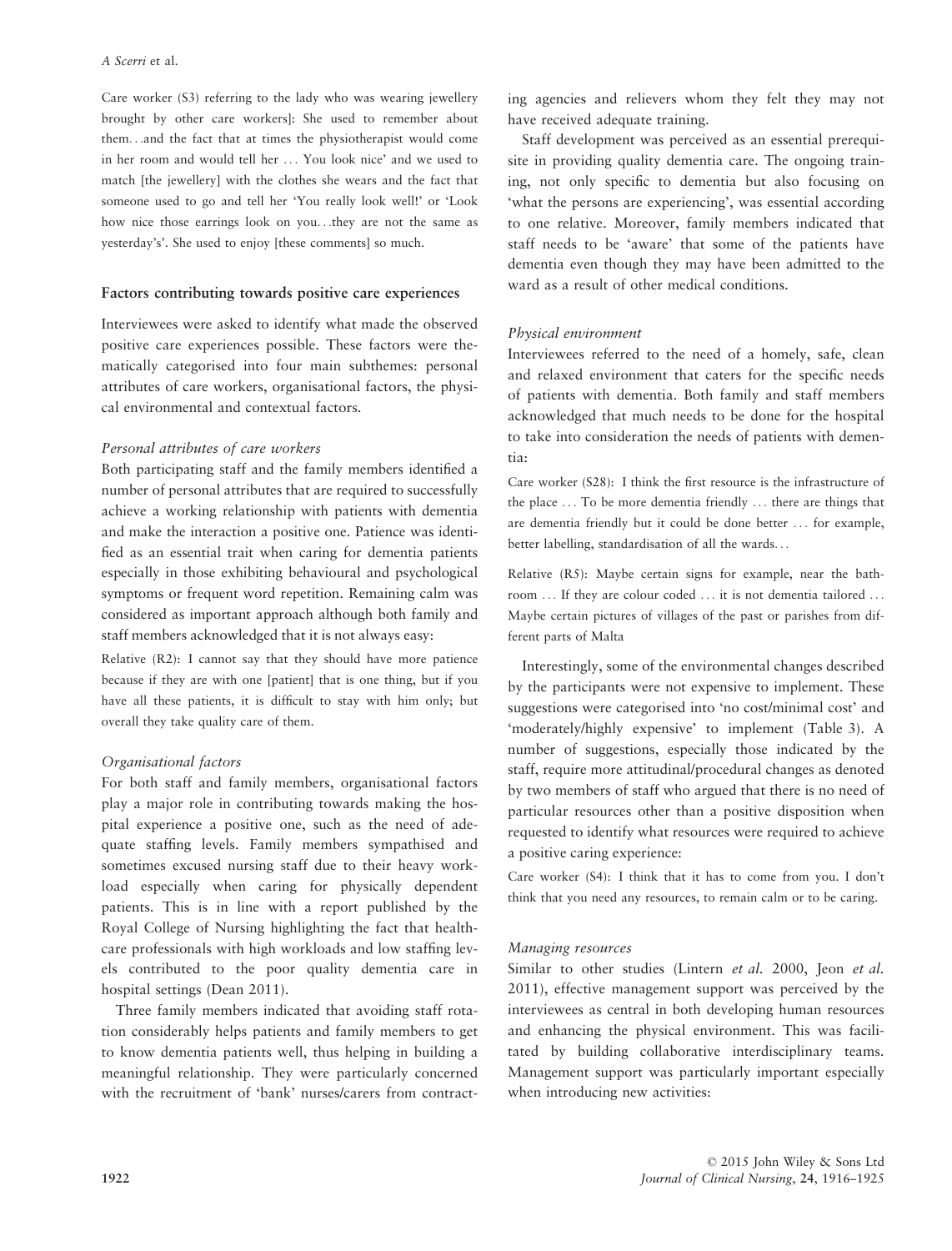Care worker (S3) referring to the lady who was wearing jewellery brought by other care workers]: She used to remember about them…and the fact that at times the physiotherapist would come in her room and would tell her … You look nice' and we used to match [the jewellery] with the clothes she wears and the fact that someone used to go and tell her 'You really look well!' or 'Look how nice those earrings look on you…they are not the same as yesterday's'. She used to enjoy [these comments] so much.

### Factors contributing towards positive care experiences

Interviewees were asked to identify what made the observed positive care experiences possible. These factors were thematically categorised into four main subthemes: personal attributes of care workers, organisational factors, the physical environmental and contextual factors.

#### *Personal attributes of care workers*

Both participating staff and the family members identified a number of personal attributes that are required to successfully achieve a working relationship with patients with dementia and make the interaction a positive one. Patience was identified as an essential trait when caring for dementia patients especially in those exhibiting behavioural and psychological symptoms or frequent word repetition. Remaining calm was considered as important approach although both family and staff members acknowledged that it is not always easy:

Relative (R2): I cannot say that they should have more patience because if they are with one [patient] that is one thing, but if you have all these patients, it is difficult to stay with him only; but overall they take quality care of them.

#### *Organisational factors*

For both staff and family members, organisational factors play a major role in contributing towards making the hospital experience a positive one, such as the need of adequate staffing levels. Family members sympathised and sometimes excused nursing staff due to their heavy workload especially when caring for physically dependent patients. This is in line with a report published by the Royal College of Nursing highlighting the fact that healthcare professionals with high workloads and low staffing levels contributed to the poor quality dementia care in hospital settings (Dean 2011).

Three family members indicated that avoiding staff rotation considerably helps patients and family members to get to know dementia patients well, thus helping in building a meaningful relationship. They were particularly concerned with the recruitment of 'bank' nurses/carers from contracting agencies and relievers whom they felt they may not have received adequate training.

Staff development was perceived as an essential prerequisite in providing quality dementia care. The ongoing training, not only specific to dementia but also focusing on 'what the persons are experiencing', was essential according to one relative. Moreover, family members indicated that staff needs to be 'aware' that some of the patients have dementia even though they may have been admitted to the ward as a result of other medical conditions.

#### *Physical environment*

Interviewees referred to the need of a homely, safe, clean and relaxed environment that caters for the specific needs of patients with dementia. Both family and staff members acknowledged that much needs to be done for the hospital to take into consideration the needs of patients with dementia:

Care worker (S28): I think the first resource is the infrastructure of the place … To be more dementia friendly … there are things that are dementia friendly but it could be done better … for example, better labelling, standardisation of all the wards…

Relative (R5): Maybe certain signs for example, near the bathroom … If they are colour coded … it is not dementia tailored … Maybe certain pictures of villages of the past or parishes from different parts of Malta

Interestingly, some of the environmental changes described by the participants were not expensive to implement. These suggestions were categorised into 'no cost/minimal cost' and 'moderately/highly expensive' to implement (Table 3). A number of suggestions, especially those indicated by the staff, require more attitudinal/procedural changes as denoted by two members of staff who argued that there is no need of particular resources other than a positive disposition when requested to identify what resources were required to achieve a positive caring experience:

Care worker (S4): I think that it has to come from you. I don't think that you need any resources, to remain calm or to be caring.

#### *Managing resources*

Similar to other studies (Lintern *et al.* 2000, Jeon *et al.* 2011), effective management support was perceived by the interviewees as central in both developing human resources and enhancing the physical environment. This was facilitated by building collaborative interdisciplinary teams. Management support was particularly important especially when introducing new activities: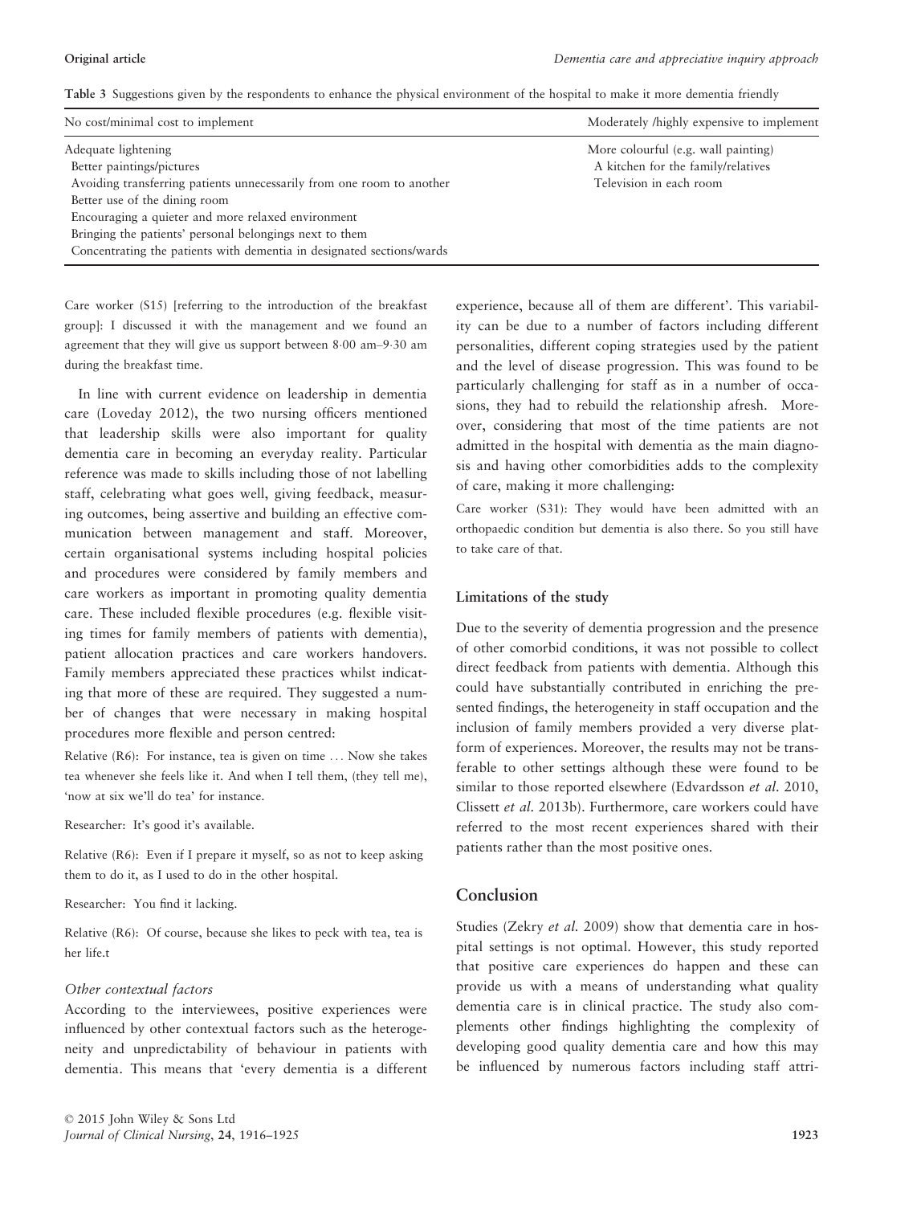Table 3 Suggestions given by the respondents to enhance the physical environment of the hospital to make it more dementia friendly

| No cost/minimal cost to implement | Moderately /highly expensive to implement |
|---|---|
| Adequate lightening | More colourful (e.g. wall painting) |
| Better paintings/pictures | A kitchen for the family/relatives |
| Avoiding transferring patients unnecessarily from one room to another | Television in each room |
| Better use of the dining room | |
| Encouraging a quieter and more relaxed environment | |
| Bringing the patients' personal belongings next to them | |
| Concentrating the patients with dementia in designated sections/wards | |

Care worker (S15) [referring to the introduction of the breakfast group]: I discussed it with the management and we found an agreement that they will give us support between 8·00 am–9·30 am during the breakfast time.

In line with current evidence on leadership in dementia care (Loveday 2012), the two nursing officers mentioned that leadership skills were also important for quality dementia care in becoming an everyday reality. Particular reference was made to skills including those of not labelling staff, celebrating what goes well, giving feedback, measuring outcomes, being assertive and building an effective communication between management and staff. Moreover, certain organisational systems including hospital policies and procedures were considered by family members and care workers as important in promoting quality dementia care. These included flexible procedures (e.g. flexible visiting times for family members of patients with dementia), patient allocation practices and care workers handovers. Family members appreciated these practices whilst indicating that more of these are required. They suggested a number of changes that were necessary in making hospital procedures more flexible and person centred:

Relative (R6): For instance, tea is given on time … Now she takes tea whenever she feels like it. And when I tell them, (they tell me), 'now at six we'll do tea' for instance.

Researcher: It's good it's available.

Relative (R6): Even if I prepare it myself, so as not to keep asking them to do it, as I used to do in the other hospital.

Researcher: You find it lacking.

Relative (R6): Of course, because she likes to peck with tea, tea is her life.t

#### Other contextual factors

According to the interviewees, positive experiences were influenced by other contextual factors such as the heterogeneity and unpredictability of behaviour in patients with dementia. This means that 'every dementia is a different experience, because all of them are different'. This variability can be due to a number of factors including different personalities, different coping strategies used by the patient and the level of disease progression. This was found to be particularly challenging for staff as in a number of occasions, they had to rebuild the relationship afresh. Moreover, considering that most of the time patients are not admitted in the hospital with dementia as the main diagnosis and having other comorbidities adds to the complexity of care, making it more challenging:

Care worker (S31): They would have been admitted with an orthopaedic condition but dementia is also there. So you still have to take care of that.

### Limitations of the study

Due to the severity of dementia progression and the presence of other comorbid conditions, it was not possible to collect direct feedback from patients with dementia. Although this could have substantially contributed in enriching the presented findings, the heterogeneity in staff occupation and the inclusion of family members provided a very diverse platform of experiences. Moreover, the results may not be transferable to other settings although these were found to be similar to those reported elsewhere (Edvardsson *et al.* 2010, Clissett *et al.* 2013b). Furthermore, care workers could have referred to the most recent experiences shared with their patients rather than the most positive ones.

## Conclusion

Studies (Zekry *et al.* 2009) show that dementia care in hospital settings is not optimal. However, this study reported that positive care experiences do happen and these can provide us with a means of understanding what quality dementia care is in clinical practice. The study also complements other findings highlighting the complexity of developing good quality dementia care and how this may be influenced by numerous factors including staff attri-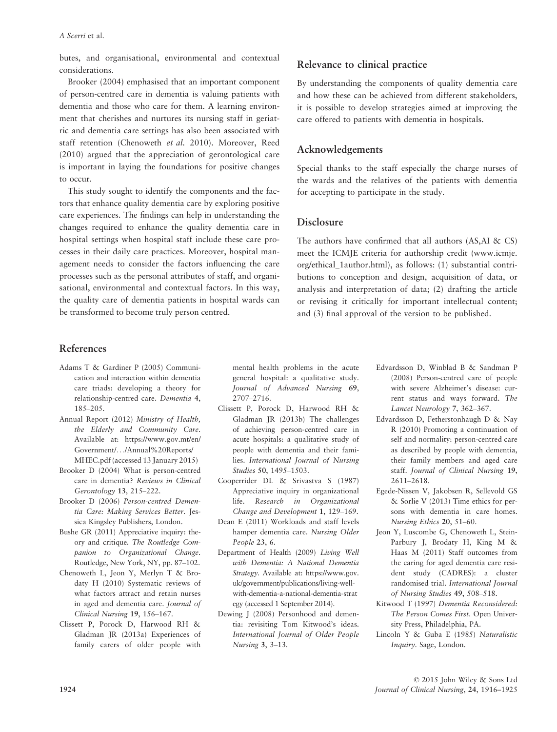butes, and organisational, environmental and contextual considerations.

Brooker (2004) emphasised that an important component of person-centred care in dementia is valuing patients with dementia and those who care for them. A learning environment that cherishes and nurtures its nursing staff in geriatric and dementia care settings has also been associated with staff retention (Chenoweth *et al.* 2010). Moreover, Reed (2010) argued that the appreciation of gerontological care is important in laying the foundations for positive changes to occur.

This study sought to identify the components and the factors that enhance quality dementia care by exploring positive care experiences. The findings can help in understanding the changes required to enhance the quality dementia care in hospital settings when hospital staff include these care processes in their daily care practices. Moreover, hospital management needs to consider the factors influencing the care processes such as the personal attributes of staff, and organisational, environmental and contextual factors. In this way, the quality care of dementia patients in hospital wards can be transformed to become truly person centred.

## Relevance to clinical practice

By understanding the components of quality dementia care and how these can be achieved from different stakeholders, it is possible to develop strategies aimed at improving the care offered to patients with dementia in hospitals.

## Acknowledgements

Special thanks to the staff especially the charge nurses of the wards and the relatives of the patients with dementia for accepting to participate in the study.

## Disclosure

The authors have confirmed that all authors (AS,AI & CS) meet the ICMJE criteria for authorship credit (www.icmje.org/ethical_1author.html), as follows: (1) substantial contributions to conception and design, acquisition of data, or analysis and interpretation of data; (2) drafting the article or revising it critically for important intellectual content; and (3) final approval of the version to be published.

## References

Adams T & Gardiner P (2005) Communication and interaction within dementia care triads: developing a theory for relationship-centred care. *Dementia* **4**, 185–205.

Annual Report (2012) *Ministry of Health, the Elderly and Community Care*. Available at: https://www.gov.mt/en/Government/.../Annual%20Reports/MHEC.pdf (accessed 13 January 2015)

Brooker D (2004) What is person-centred care in dementia? *Reviews in Clinical Gerontology* **13**, 215–222.

Brooker D (2006) *Person-centred Dementia Care: Making Services Better*. Jessica Kingsley Publishers, London.

Bushe GR (2011) Appreciative inquiry: theory and critique. *The Routledge Companion to Organizational Change*. Routledge, New York, NY, pp. 87–102.

Chenoweth L, Jeon Y, Merlyn T & Brodaty H (2010) Systematic reviews of what factors attract and retain nurses in aged and dementia care. *Journal of Clinical Nursing* **19**, 156–167.

Clissett P, Porock D, Harwood RH & Gladman JR (2013a) Experiences of family carers of older people with mental health problems in the acute general hospital: a qualitative study. *Journal of Advanced Nursing* **69**, 2707–2716.

Clissett P, Porock D, Harwood RH & Gladman JR (2013b) The challenges of achieving person-centred care in acute hospitals: a qualitative study of people with dementia and their families. *International Journal of Nursing Studies* **50**, 1495–1503.

Cooperrider DL & Srivastva S (1987) Appreciative inquiry in organizational life. *Research in Organizational Change and Development* **1**, 129–169.

Dean E (2011) Workloads and staff levels hamper dementia care. *Nursing Older People* **23**, 6.

Department of Health (2009) *Living Well with Dementia: A National Dementia Strategy*. Available at: https://www.gov.uk/government/publications/living-well-with-dementia-a-national-dementia-strategy (accessed 1 September 2014).

Dewing J (2008) Personhood and dementia: revisiting Tom Kitwood's ideas. *International Journal of Older People Nursing* **3**, 3–13.

Edvardsson D, Winblad B & Sandman P (2008) Person-centred care of people with severe Alzheimer's disease: current status and ways forward. *The Lancet Neurology* **7**, 362–367.

Edvardsson D, Fetherstonhaugh D & Nay R (2010) Promoting a continuation of self and normality: person-centred care as described by people with dementia, their family members and aged care staff. *Journal of Clinical Nursing* **19**, 2611–2618.

Egede-Nissen V, Jakobsen R, Sellevold GS & Sorlie V (2013) Time ethics for persons with dementia in care homes. *Nursing Ethics* **20**, 51–60.

Jeon Y, Luscombe G, Chenoweth L, Stein-Parbury J, Brodaty H, King M & Haas M (2011) Staff outcomes from the caring for aged dementia care resident study (CADRES): a cluster randomised trial. *International Journal of Nursing Studies* **49**, 508–518.

Kitwood T (1997) *Dementia Reconsidered: The Person Comes First*. Open University Press, Philadelphia, PA.

Lincoln Y & Guba E (1985) *Naturalistic Inquiry*. Sage, London.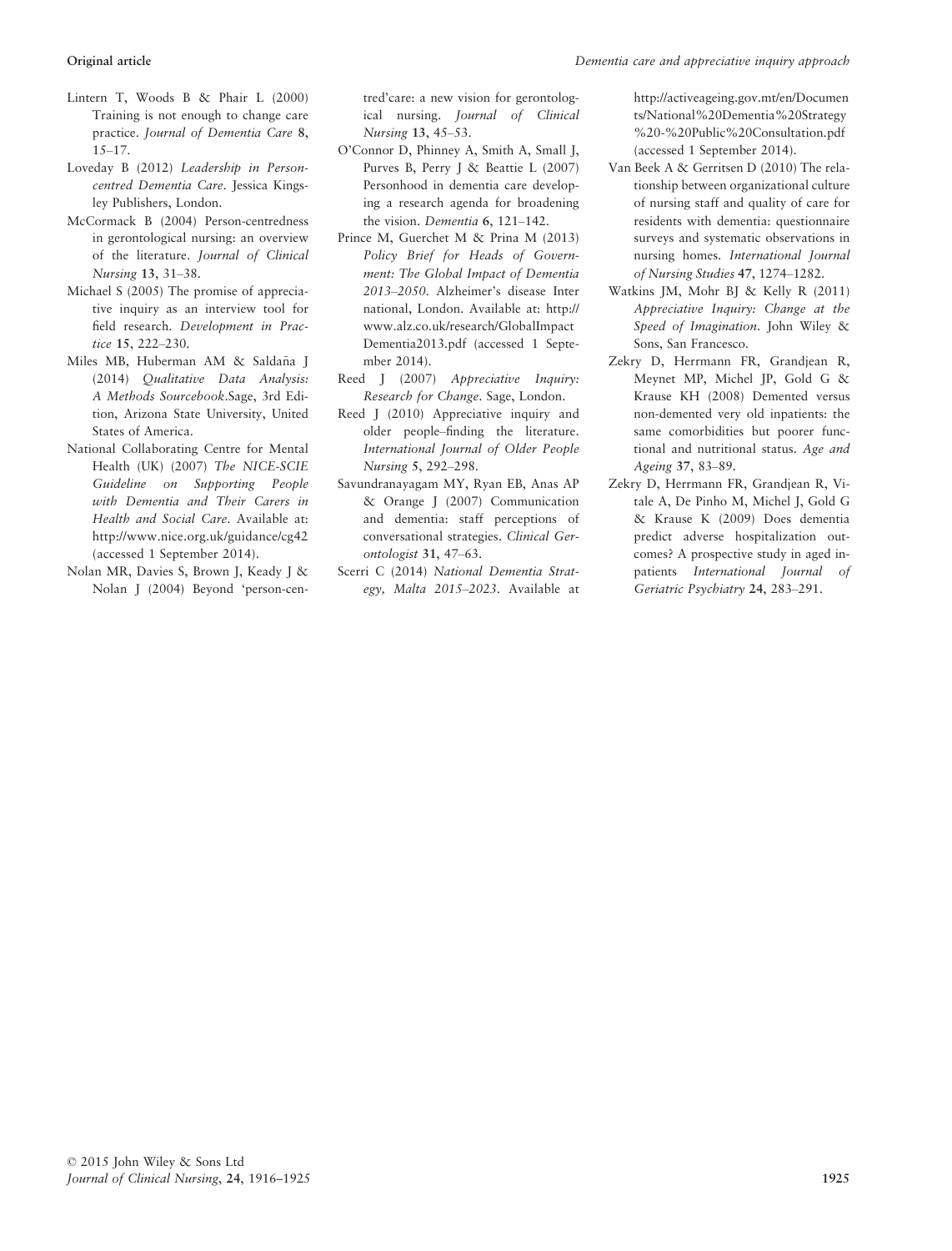Lintern T, Woods B & Phair L (2000) Training is not enough to change care practice. *Journal of Dementia Care* **8**, 15–17.

Loveday B (2012) *Leadership in Person-centred Dementia Care*. Jessica Kingsley Publishers, London.

McCormack B (2004) Person-centredness in gerontological nursing: an overview of the literature. *Journal of Clinical Nursing* **13**, 31–38.

Michael S (2005) The promise of appreciative inquiry as an interview tool for field research. *Development in Practice* **15**, 222–230.

Miles MB, Huberman AM & Saldaña J (2014) *Qualitative Data Analysis: A Methods Sourcebook*.Sage, 3rd Edition, Arizona State University, United States of America.

National Collaborating Centre for Mental Health (UK) (2007) *The NICE-SCIE Guideline on Supporting People with Dementia and Their Carers in Health and Social Care*. Available at: http://www.nice.org.uk/guidance/cg42 (accessed 1 September 2014).

Nolan MR, Davies S, Brown J, Keady J & Nolan J (2004) Beyond 'person-centred'care: a new vision for gerontological nursing. *Journal of Clinical Nursing* **13**, 45–53.

O'Connor D, Phinney A, Smith A, Small J, Purves B, Perry J & Beattie L (2007) Personhood in dementia care developing a research agenda for broadening the vision. *Dementia* **6**, 121–142.

Prince M, Guerchet M & Prina M (2013) *Policy Brief for Heads of Government: The Global Impact of Dementia 2013–2050*. Alzheimer's disease International, London. Available at: http://www.alz.co.uk/research/GlobalImpactDementia2013.pdf (accessed 1 September 2014).

Reed J (2007) *Appreciative Inquiry: Research for Change*. Sage, London.

Reed J (2010) Appreciative inquiry and older people–finding the literature. *International Journal of Older People Nursing* **5**, 292–298.

Savundranayagam MY, Ryan EB, Anas AP & Orange J (2007) Communication and dementia: staff perceptions of conversational strategies. *Clinical Gerontologist* **31**, 47–63.

Scerri C (2014) *National Dementia Strategy, Malta 2015–2023*. Available at http://activeageing.gov.mt/en/Documents/National%20Dementia%20Strategy%20-%20Public%20Consultation.pdf (accessed 1 September 2014).

Van Beek A & Gerritsen D (2010) The relationship between organizational culture of nursing staff and quality of care for residents with dementia: questionnaire surveys and systematic observations in nursing homes. *International Journal of Nursing Studies* **47**, 1274–1282.

Watkins JM, Mohr BJ & Kelly R (2011) *Appreciative Inquiry: Change at the Speed of Imagination*. John Wiley & Sons, San Francesco.

Zekry D, Herrmann FR, Grandjean R, Meynet MP, Michel JP, Gold G & Krause KH (2008) Demented versus non-demented very old inpatients: the same comorbidities but poorer functional and nutritional status. *Age and Ageing* **37**, 83–89.

Zekry D, Herrmann FR, Grandjean R, Vitale A, De Pinho M, Michel J, Gold G & Krause K (2009) Does dementia predict adverse hospitalization outcomes? A prospective study in aged inpatients *International Journal of Geriatric Psychiatry* **24**, 283–291.